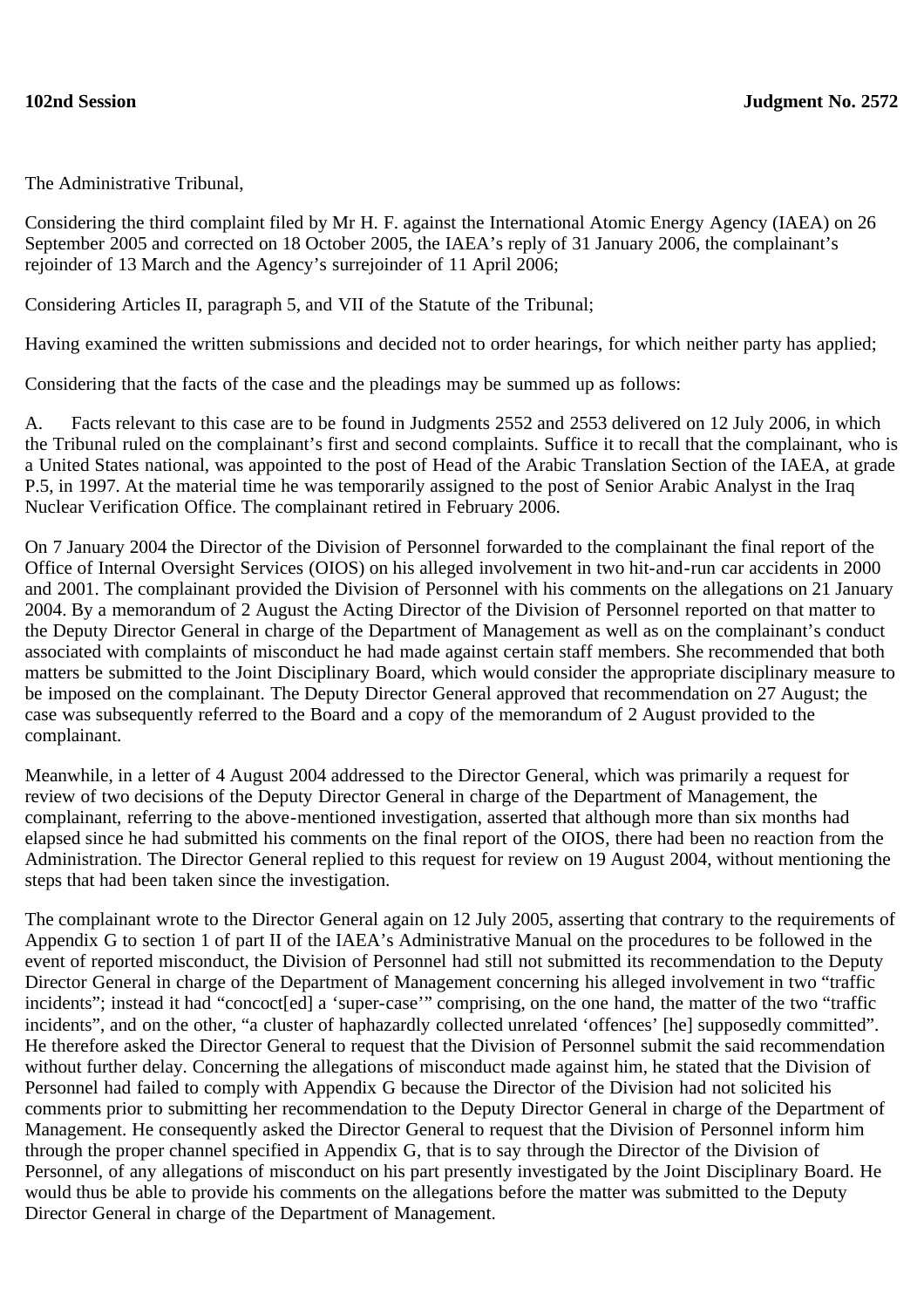**102nd Session** **Judgment No. 2572**

The Administrative Tribunal,

Considering the third complaint filed by Mr H. F. against the International Atomic Energy Agency (IAEA) on 26 September 2005 and corrected on 18 October 2005, the IAEA's reply of 31 January 2006, the complainant's rejoinder of 13 March and the Agency's surrejoinder of 11 April 2006;

Considering Articles II, paragraph 5, and VII of the Statute of the Tribunal;

Having examined the written submissions and decided not to order hearings, for which neither party has applied;

Considering that the facts of the case and the pleadings may be summed up as follows:

A. Facts relevant to this case are to be found in Judgments 2552 and 2553 delivered on 12 July 2006, in which the Tribunal ruled on the complainant's first and second complaints. Suffice it to recall that the complainant, who is a United States national, was appointed to the post of Head of the Arabic Translation Section of the IAEA, at grade P.5, in 1997. At the material time he was temporarily assigned to the post of Senior Arabic Analyst in the Iraq Nuclear Verification Office. The complainant retired in February 2006.

On 7 January 2004 the Director of the Division of Personnel forwarded to the complainant the final report of the Office of Internal Oversight Services (OIOS) on his alleged involvement in two hit-and-run car accidents in 2000 and 2001. The complainant provided the Division of Personnel with his comments on the allegations on 21 January 2004. By a memorandum of 2 August the Acting Director of the Division of Personnel reported on that matter to the Deputy Director General in charge of the Department of Management as well as on the complainant's conduct associated with complaints of misconduct he had made against certain staff members. She recommended that both matters be submitted to the Joint Disciplinary Board, which would consider the appropriate disciplinary measure to be imposed on the complainant. The Deputy Director General approved that recommendation on 27 August; the case was subsequently referred to the Board and a copy of the memorandum of 2 August provided to the complainant.

Meanwhile, in a letter of 4 August 2004 addressed to the Director General, which was primarily a request for review of two decisions of the Deputy Director General in charge of the Department of Management, the complainant, referring to the above-mentioned investigation, asserted that although more than six months had elapsed since he had submitted his comments on the final report of the OIOS, there had been no reaction from the Administration. The Director General replied to this request for review on 19 August 2004, without mentioning the steps that had been taken since the investigation.

The complainant wrote to the Director General again on 12 July 2005, asserting that contrary to the requirements of Appendix G to section 1 of part II of the IAEA's Administrative Manual on the procedures to be followed in the event of reported misconduct, the Division of Personnel had still not submitted its recommendation to the Deputy Director General in charge of the Department of Management concerning his alleged involvement in two "traffic incidents"; instead it had "concoct[ed] a 'super-case'" comprising, on the one hand, the matter of the two "traffic incidents", and on the other, "a cluster of haphazardly collected unrelated 'offences' [he] supposedly committed". He therefore asked the Director General to request that the Division of Personnel submit the said recommendation without further delay. Concerning the allegations of misconduct made against him, he stated that the Division of Personnel had failed to comply with Appendix G because the Director of the Division had not solicited his comments prior to submitting her recommendation to the Deputy Director General in charge of the Department of Management. He consequently asked the Director General to request that the Division of Personnel inform him through the proper channel specified in Appendix G, that is to say through the Director of the Division of Personnel, of any allegations of misconduct on his part presently investigated by the Joint Disciplinary Board. He would thus be able to provide his comments on the allegations before the matter was submitted to the Deputy Director General in charge of the Department of Management.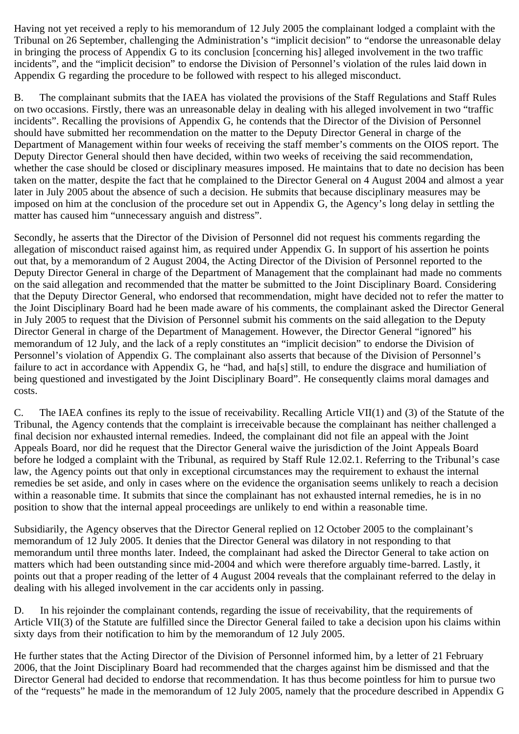Having not yet received a reply to his memorandum of 12 July 2005 the complainant lodged a complaint with the Tribunal on 26 September, challenging the Administration's "implicit decision" to "endorse the unreasonable delay in bringing the process of Appendix G to its conclusion [concerning his] alleged involvement in the two traffic incidents", and the "implicit decision" to endorse the Division of Personnel's violation of the rules laid down in Appendix G regarding the procedure to be followed with respect to his alleged misconduct.

B. The complainant submits that the IAEA has violated the provisions of the Staff Regulations and Staff Rules on two occasions. Firstly, there was an unreasonable delay in dealing with his alleged involvement in two "traffic incidents". Recalling the provisions of Appendix G, he contends that the Director of the Division of Personnel should have submitted her recommendation on the matter to the Deputy Director General in charge of the Department of Management within four weeks of receiving the staff member's comments on the OIOS report. The Deputy Director General should then have decided, within two weeks of receiving the said recommendation, whether the case should be closed or disciplinary measures imposed. He maintains that to date no decision has been taken on the matter, despite the fact that he complained to the Director General on 4 August 2004 and almost a year later in July 2005 about the absence of such a decision. He submits that because disciplinary measures may be imposed on him at the conclusion of the procedure set out in Appendix G, the Agency's long delay in settling the matter has caused him "unnecessary anguish and distress".

Secondly, he asserts that the Director of the Division of Personnel did not request his comments regarding the allegation of misconduct raised against him, as required under Appendix G. In support of his assertion he points out that, by a memorandum of 2 August 2004, the Acting Director of the Division of Personnel reported to the Deputy Director General in charge of the Department of Management that the complainant had made no comments on the said allegation and recommended that the matter be submitted to the Joint Disciplinary Board. Considering that the Deputy Director General, who endorsed that recommendation, might have decided not to refer the matter to the Joint Disciplinary Board had he been made aware of his comments, the complainant asked the Director General in July 2005 to request that the Division of Personnel submit his comments on the said allegation to the Deputy Director General in charge of the Department of Management. However, the Director General "ignored" his memorandum of 12 July, and the lack of a reply constitutes an "implicit decision" to endorse the Division of Personnel's violation of Appendix G. The complainant also asserts that because of the Division of Personnel's failure to act in accordance with Appendix G, he "had, and ha[s] still, to endure the disgrace and humiliation of being questioned and investigated by the Joint Disciplinary Board". He consequently claims moral damages and costs.

C. The IAEA confines its reply to the issue of receivability. Recalling Article VII(1) and (3) of the Statute of the Tribunal, the Agency contends that the complaint is irreceivable because the complainant has neither challenged a final decision nor exhausted internal remedies. Indeed, the complainant did not file an appeal with the Joint Appeals Board, nor did he request that the Director General waive the jurisdiction of the Joint Appeals Board before he lodged a complaint with the Tribunal, as required by Staff Rule 12.02.1. Referring to the Tribunal's case law, the Agency points out that only in exceptional circumstances may the requirement to exhaust the internal remedies be set aside, and only in cases where on the evidence the organisation seems unlikely to reach a decision within a reasonable time. It submits that since the complainant has not exhausted internal remedies, he is in no position to show that the internal appeal proceedings are unlikely to end within a reasonable time.

Subsidiarily, the Agency observes that the Director General replied on 12 October 2005 to the complainant's memorandum of 12 July 2005. It denies that the Director General was dilatory in not responding to that memorandum until three months later. Indeed, the complainant had asked the Director General to take action on matters which had been outstanding since mid-2004 and which were therefore arguably time-barred. Lastly, it points out that a proper reading of the letter of 4 August 2004 reveals that the complainant referred to the delay in dealing with his alleged involvement in the car accidents only in passing.

D. In his rejoinder the complainant contends, regarding the issue of receivability, that the requirements of Article VII(3) of the Statute are fulfilled since the Director General failed to take a decision upon his claims within sixty days from their notification to him by the memorandum of 12 July 2005.

He further states that the Acting Director of the Division of Personnel informed him, by a letter of 21 February 2006, that the Joint Disciplinary Board had recommended that the charges against him be dismissed and that the Director General had decided to endorse that recommendation. It has thus become pointless for him to pursue two of the "requests" he made in the memorandum of 12 July 2005, namely that the procedure described in Appendix G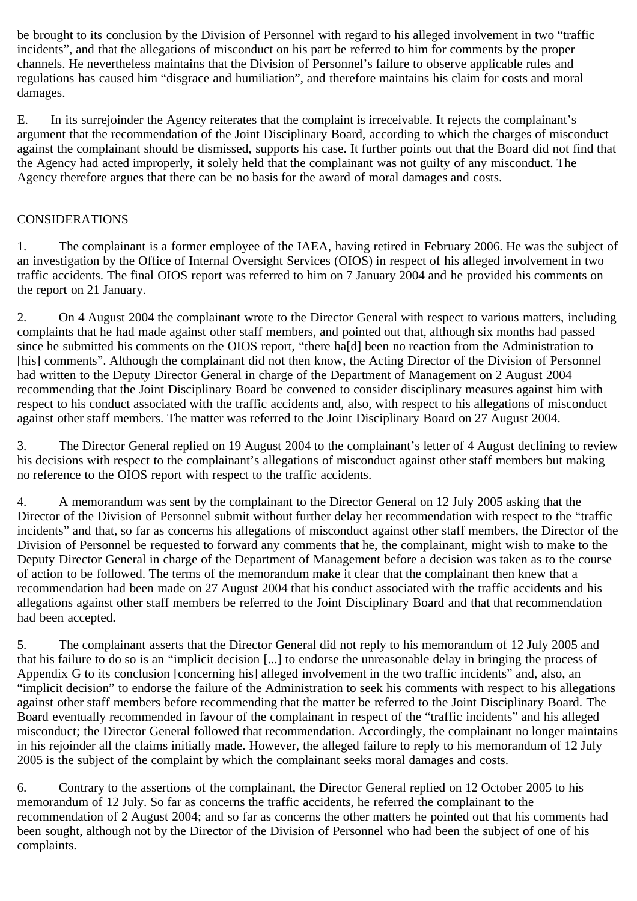be brought to its conclusion by the Division of Personnel with regard to his alleged involvement in two "traffic incidents", and that the allegations of misconduct on his part be referred to him for comments by the proper channels. He nevertheless maintains that the Division of Personnel's failure to observe applicable rules and regulations has caused him "disgrace and humiliation", and therefore maintains his claim for costs and moral damages.

E. In its surrejoinder the Agency reiterates that the complaint is irreceivable. It rejects the complainant's argument that the recommendation of the Joint Disciplinary Board, according to which the charges of misconduct against the complainant should be dismissed, supports his case. It further points out that the Board did not find that the Agency had acted improperly, it solely held that the complainant was not guilty of any misconduct. The Agency therefore argues that there can be no basis for the award of moral damages and costs.

CONSIDERATIONS

1. The complainant is a former employee of the IAEA, having retired in February 2006. He was the subject of an investigation by the Office of Internal Oversight Services (OIOS) in respect of his alleged involvement in two traffic accidents. The final OIOS report was referred to him on 7 January 2004 and he provided his comments on the report on 21 January.

2. On 4 August 2004 the complainant wrote to the Director General with respect to various matters, including complaints that he had made against other staff members, and pointed out that, although six months had passed since he submitted his comments on the OIOS report, "there ha[d] been no reaction from the Administration to [his] comments". Although the complainant did not then know, the Acting Director of the Division of Personnel had written to the Deputy Director General in charge of the Department of Management on 2 August 2004 recommending that the Joint Disciplinary Board be convened to consider disciplinary measures against him with respect to his conduct associated with the traffic accidents and, also, with respect to his allegations of misconduct against other staff members. The matter was referred to the Joint Disciplinary Board on 27 August 2004.

3. The Director General replied on 19 August 2004 to the complainant's letter of 4 August declining to review his decisions with respect to the complainant's allegations of misconduct against other staff members but making no reference to the OIOS report with respect to the traffic accidents.

4. A memorandum was sent by the complainant to the Director General on 12 July 2005 asking that the Director of the Division of Personnel submit without further delay her recommendation with respect to the "traffic incidents" and that, so far as concerns his allegations of misconduct against other staff members, the Director of the Division of Personnel be requested to forward any comments that he, the complainant, might wish to make to the Deputy Director General in charge of the Department of Management before a decision was taken as to the course of action to be followed. The terms of the memorandum make it clear that the complainant then knew that a recommendation had been made on 27 August 2004 that his conduct associated with the traffic accidents and his allegations against other staff members be referred to the Joint Disciplinary Board and that that recommendation had been accepted.

5. The complainant asserts that the Director General did not reply to his memorandum of 12 July 2005 and that his failure to do so is an "implicit decision [...] to endorse the unreasonable delay in bringing the process of Appendix G to its conclusion [concerning his] alleged involvement in the two traffic incidents" and, also, an "implicit decision" to endorse the failure of the Administration to seek his comments with respect to his allegations against other staff members before recommending that the matter be referred to the Joint Disciplinary Board. The Board eventually recommended in favour of the complainant in respect of the "traffic incidents" and his alleged misconduct; the Director General followed that recommendation. Accordingly, the complainant no longer maintains in his rejoinder all the claims initially made. However, the alleged failure to reply to his memorandum of 12 July 2005 is the subject of the complaint by which the complainant seeks moral damages and costs.

6. Contrary to the assertions of the complainant, the Director General replied on 12 October 2005 to his memorandum of 12 July. So far as concerns the traffic accidents, he referred the complainant to the recommendation of 2 August 2004; and so far as concerns the other matters he pointed out that his comments had been sought, although not by the Director of the Division of Personnel who had been the subject of one of his complaints.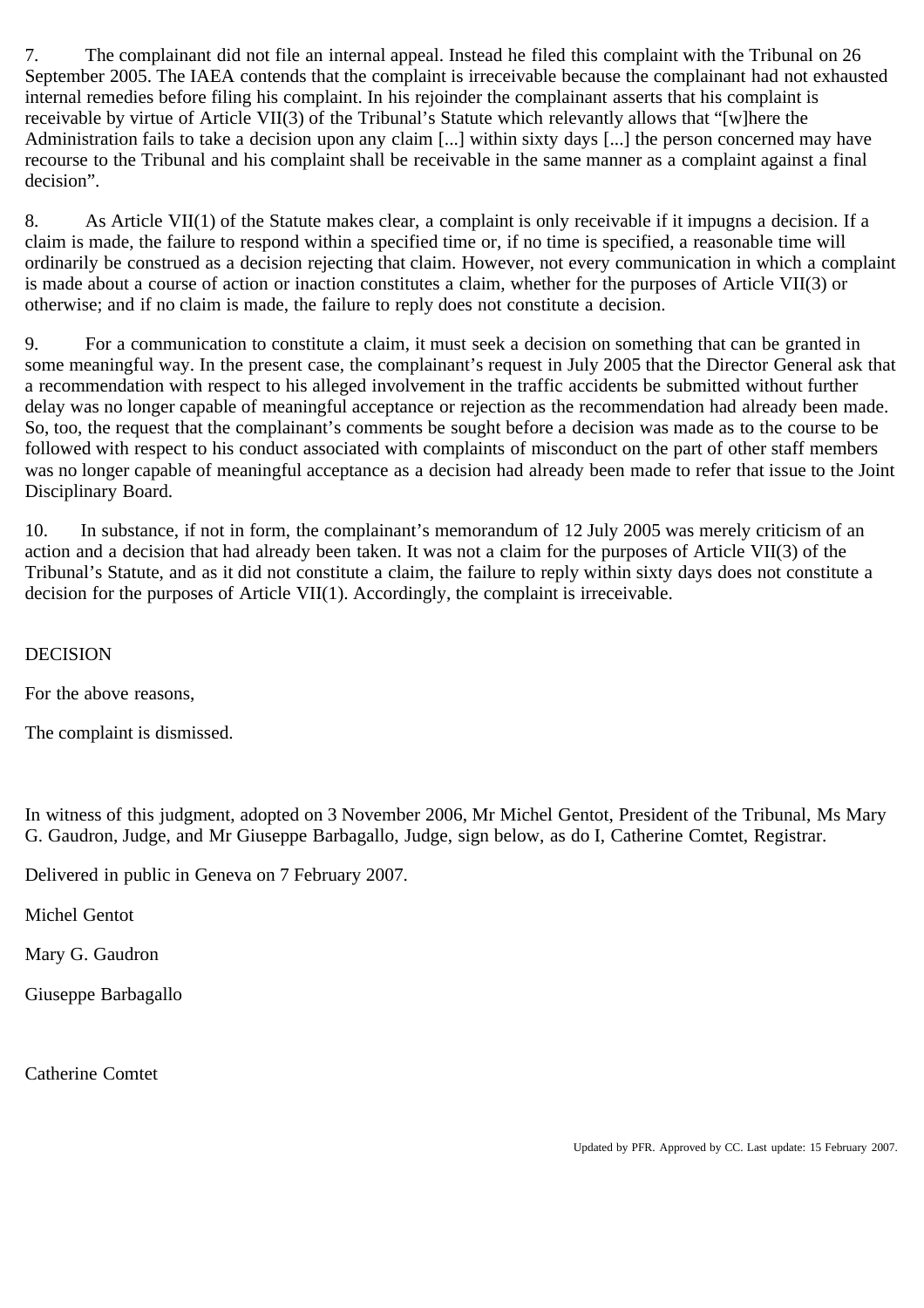7. The complainant did not file an internal appeal. Instead he filed this complaint with the Tribunal on 26 September 2005. The IAEA contends that the complaint is irreceivable because the complainant had not exhausted internal remedies before filing his complaint. In his rejoinder the complainant asserts that his complaint is receivable by virtue of Article VII(3) of the Tribunal's Statute which relevantly allows that "[w]here the Administration fails to take a decision upon any claim [...] within sixty days [...] the person concerned may have recourse to the Tribunal and his complaint shall be receivable in the same manner as a complaint against a final decision".

8. As Article VII(1) of the Statute makes clear, a complaint is only receivable if it impugns a decision. If a claim is made, the failure to respond within a specified time or, if no time is specified, a reasonable time will ordinarily be construed as a decision rejecting that claim. However, not every communication in which a complaint is made about a course of action or inaction constitutes a claim, whether for the purposes of Article VII(3) or otherwise; and if no claim is made, the failure to reply does not constitute a decision.

9. For a communication to constitute a claim, it must seek a decision on something that can be granted in some meaningful way. In the present case, the complainant's request in July 2005 that the Director General ask that a recommendation with respect to his alleged involvement in the traffic accidents be submitted without further delay was no longer capable of meaningful acceptance or rejection as the recommendation had already been made. So, too, the request that the complainant's comments be sought before a decision was made as to the course to be followed with respect to his conduct associated with complaints of misconduct on the part of other staff members was no longer capable of meaningful acceptance as a decision had already been made to refer that issue to the Joint Disciplinary Board.

10. In substance, if not in form, the complainant's memorandum of 12 July 2005 was merely criticism of an action and a decision that had already been taken. It was not a claim for the purposes of Article VII(3) of the Tribunal's Statute, and as it did not constitute a claim, the failure to reply within sixty days does not constitute a decision for the purposes of Article VII(1). Accordingly, the complaint is irreceivable.

DECISION

For the above reasons,

The complaint is dismissed.

In witness of this judgment, adopted on 3 November 2006, Mr Michel Gentot, President of the Tribunal, Ms Mary G. Gaudron, Judge, and Mr Giuseppe Barbagallo, Judge, sign below, as do I, Catherine Comtet, Registrar.

Delivered in public in Geneva on 7 February 2007.

Michel Gentot

Mary G. Gaudron

Giuseppe Barbagallo

Catherine Comtet

Updated by PFR. Approved by CC. Last update: 15 February 2007.